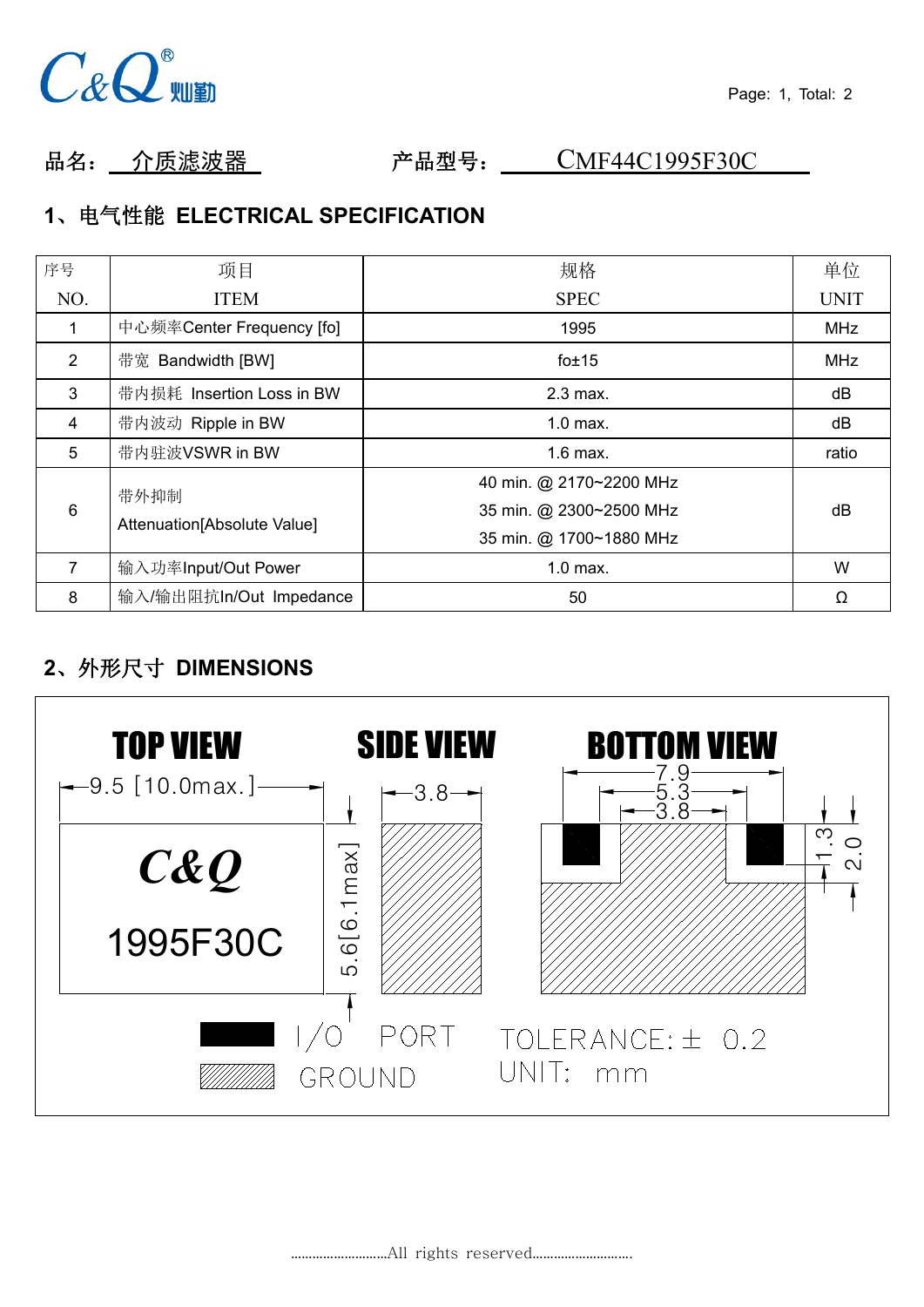品名：介质滤波器　　　　产品型号：CMF44C1995F30C

## 1、电气性能 ELECTRICAL SPECIFICATION

| 序号 NO. | 项目 ITEM | 规格 SPEC | 单位 UNIT |
|---|---|---|---|
| 1 | 中心频率Center Frequency [fo] | 1995 | MHz |
| 2 | 带宽 Bandwidth [BW] | fo±15 | MHz |
| 3 | 带内损耗 Insertion Loss in BW | 2.3 max. | dB |
| 4 | 带内波动 Ripple in BW | 1.0 max. | dB |
| 5 | 带内驻波VSWR in BW | 1.6 max. | ratio |
| 6 | 带外抑制 Attenuation[Absolute Value] | 40 min. @ 2170~2200 MHz<br>35 min. @ 2300~2500 MHz<br>35 min. @ 1700~1880 MHz | dB |
| 7 | 输入功率Input/Out Power | 1.0 max. | W |
| 8 | 输入/输出阻抗In/Out Impedance | 50 | Ω |

## 2、外形尺寸 DIMENSIONS

TOP VIEW

9.5 [10.0max.]

C&Q

1995F30C

5.6[6.1max]

SIDE VIEW

3.8

BOTTOM VIEW

7.9

5.3

3.8

1.3

2.0

I/O PORT

GROUND

TOLERANCE: ± 0.2

UNIT: mm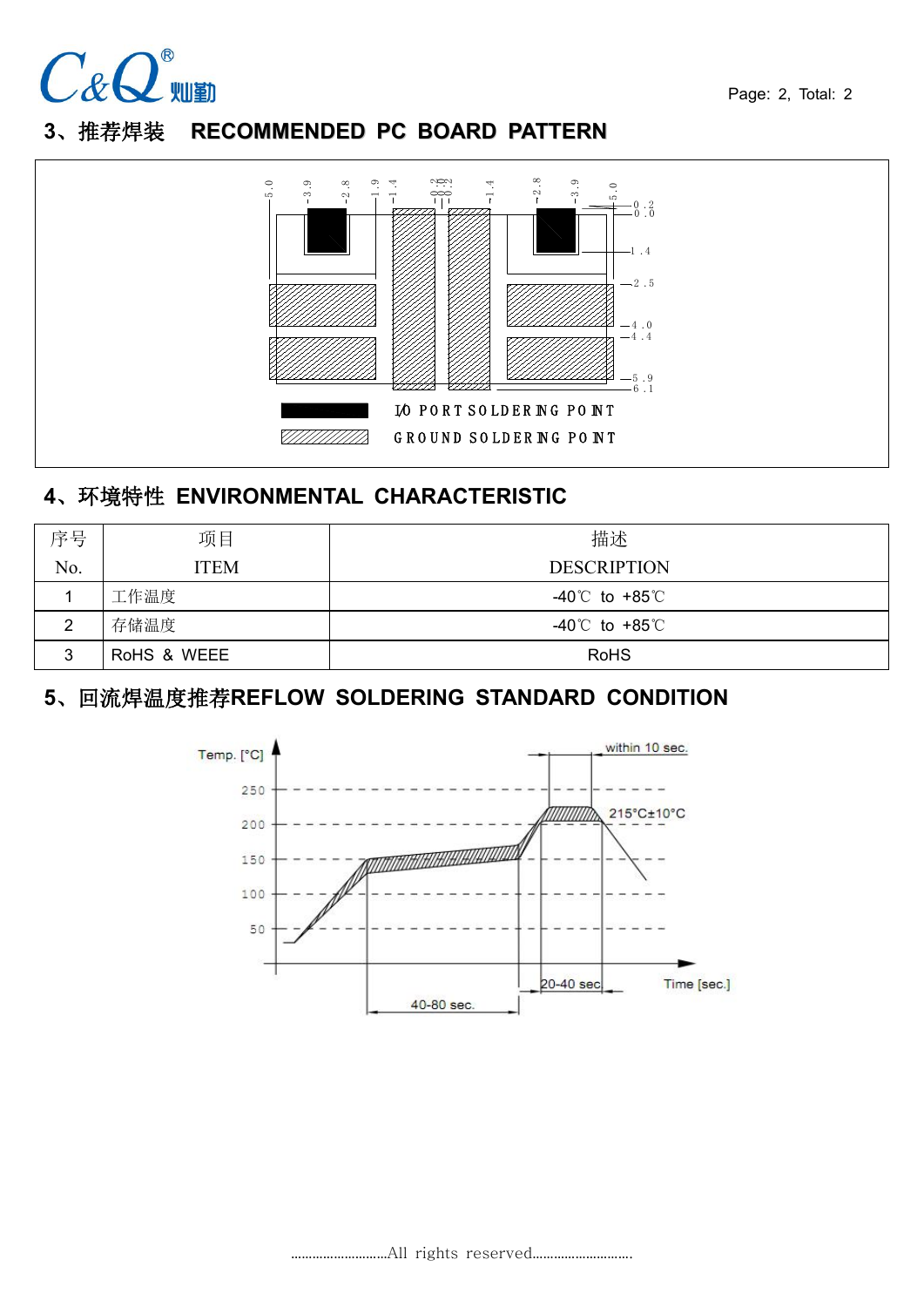## 3、推荐焊装　RECOMMENDED PC BOARD PATTERN

5.0
3.9
2.8
1.9
1.4
0.2
0.2
1.4
2.8
3.9
5.0
0.2
0.0
1.4
2.5
4.0
4.4
5.9
6.1

I/O PORT SOLDERING POINT

GROUND SOLDERING POINT

## 4、环境特性 ENVIRONMENTAL CHARACTERISTIC

| 序号<br>No. | 项目<br>ITEM | 描述<br>DESCRIPTION |
|---|---|---|
| 1 | 工作温度 | -40℃ to +85℃ |
| 2 | 存储温度 | -40℃ to +85℃ |
| 3 | RoHS & WEEE | RoHS |

## 5、回流焊温度推荐REFLOW SOLDERING STANDARD CONDITION

Temp. [°C]
250
200
150
100
50
within 10 sec.
215°C±10°C
20-40 sec
Time [sec.]
40-80 sec.

............................All rights reserved............................